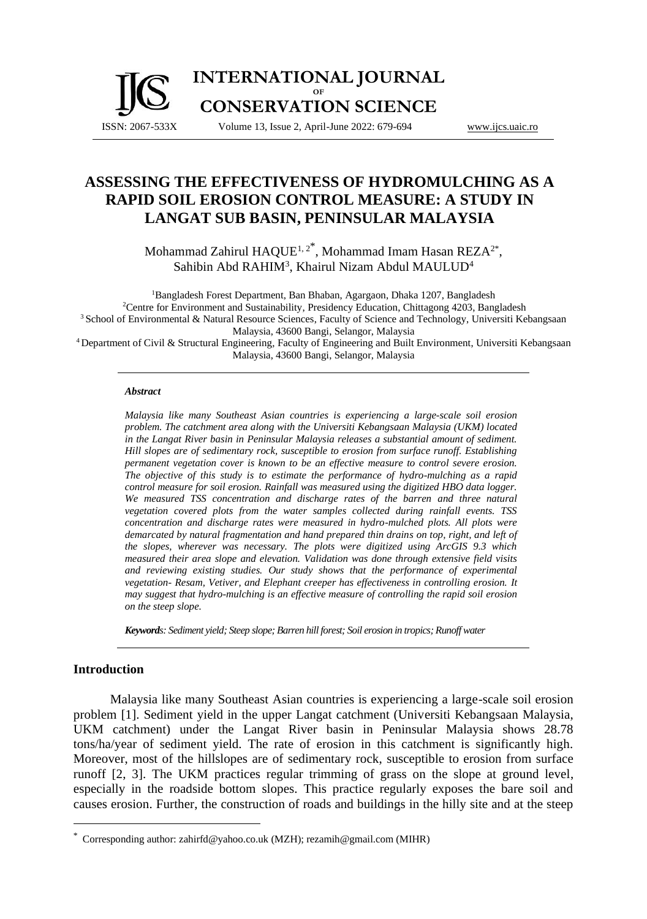# ASSESSING THE EFFECTIVENESS OF HYDROMULCHING AS A RAPID SOIL EROSION CONTROL MEASURE: A STUDY IN LANGAT SUB BASIN, PENINSULAR MALAYSIA

Mohammad Zahirul HAQUE[1, 2*], Mohammad Imam Hasan REZA[2*], Sahibin Abd RAHIM[3], Khairul Nizam Abdul MAULUD[4]

[1] Bangladesh Forest Department, Ban Bhaban, Agargaon, Dhaka 1207, Bangladesh
[2] Centre for Environment and Sustainability, Presidency Education, Chittagong 4203, Bangladesh
[3] School of Environmental & Natural Resource Sciences, Faculty of Science and Technology, Universiti Kebangsaan Malaysia, 43600 Bangi, Selangor, Malaysia
[4] Department of Civil & Structural Engineering, Faculty of Engineering and Built Environment, Universiti Kebangsaan Malaysia, 43600 Bangi, Selangor, Malaysia

### *Abstract*

*Malaysia like many Southeast Asian countries is experiencing a large-scale soil erosion problem. The catchment area along with the Universiti Kebangsaan Malaysia (UKM) located in the Langat River basin in Peninsular Malaysia releases a substantial amount of sediment. Hill slopes are of sedimentary rock, susceptible to erosion from surface runoff. Establishing permanent vegetation cover is known to be an effective measure to control severe erosion. The objective of this study is to estimate the performance of hydro-mulching as a rapid control measure for soil erosion. Rainfall was measured using the digitized HBO data logger. We measured TSS concentration and discharge rates of the barren and three natural vegetation covered plots from the water samples collected during rainfall events. TSS concentration and discharge rates were measured in hydro-mulched plots. All plots were demarcated by natural fragmentation and hand prepared thin drains on top, right, and left of the slopes, wherever was necessary. The plots were digitized using ArcGIS 9.3 which measured their area slope and elevation. Validation was done through extensive field visits and reviewing existing studies. Our study shows that the performance of experimental vegetation- Resam, Vetiver, and Elephant creeper has effectiveness in controlling erosion. It may suggest that hydro-mulching is an effective measure of controlling the rapid soil erosion on the steep slope.*

***Keywords**: Sediment yield; Steep slope; Barren hill forest; Soil erosion in tropics; Runoff water*

## Introduction

Malaysia like many Southeast Asian countries is experiencing a large-scale soil erosion problem [1]. Sediment yield in the upper Langat catchment (Universiti Kebangsaan Malaysia, UKM catchment) under the Langat River basin in Peninsular Malaysia shows 28.78 tons/ha/year of sediment yield. The rate of erosion in this catchment is significantly high. Moreover, most of the hillslopes are of sedimentary rock, susceptible to erosion from surface runoff [2, 3]. The UKM practices regular trimming of grass on the slope at ground level, especially in the roadside bottom slopes. This practice regularly exposes the bare soil and causes erosion. Further, the construction of roads and buildings in the hilly site and at the steep

---

* Corresponding author: zahirfd@yahoo.co.uk (MZH); rezamih@gmail.com (MIHR)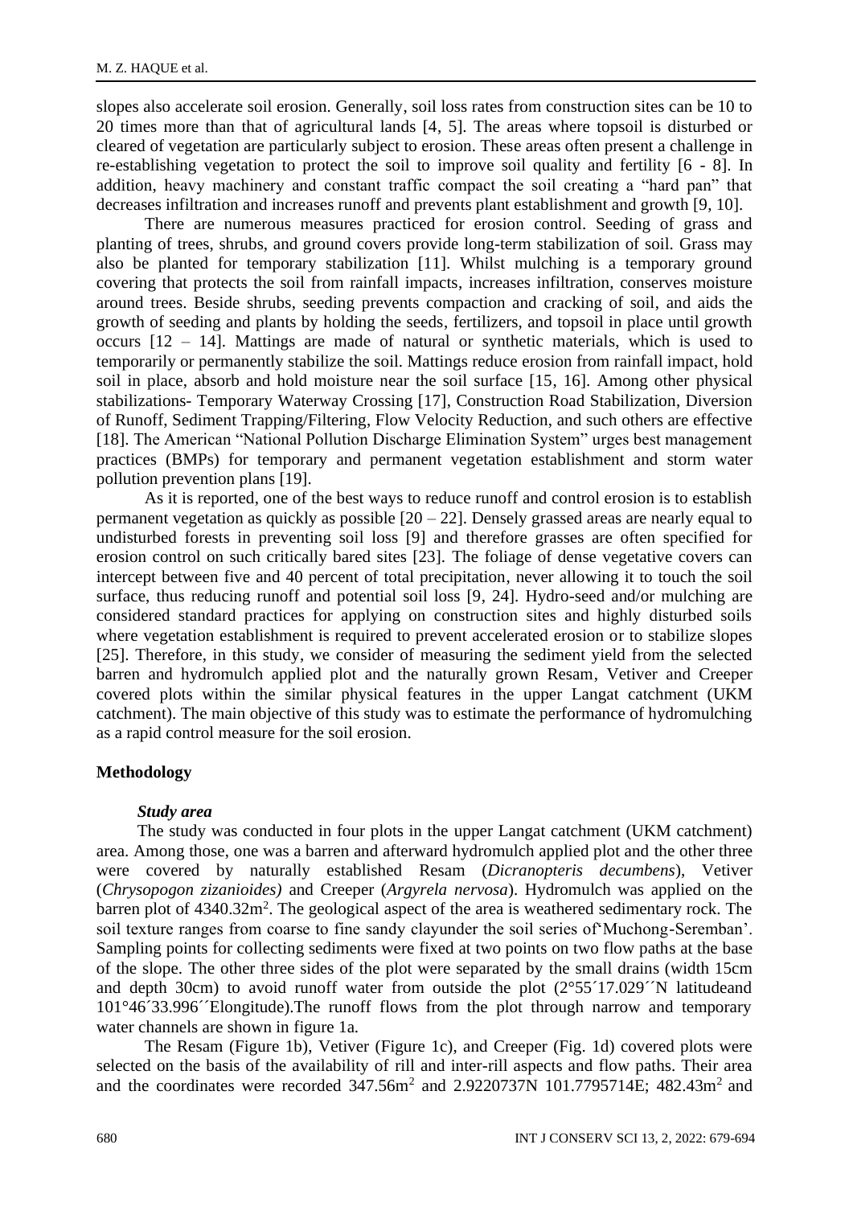slopes also accelerate soil erosion. Generally, soil loss rates from construction sites can be 10 to 20 times more than that of agricultural lands [4, 5]. The areas where topsoil is disturbed or cleared of vegetation are particularly subject to erosion. These areas often present a challenge in re-establishing vegetation to protect the soil to improve soil quality and fertility [6 - 8]. In addition, heavy machinery and constant traffic compact the soil creating a "hard pan" that decreases infiltration and increases runoff and prevents plant establishment and growth [9, 10].

There are numerous measures practiced for erosion control. Seeding of grass and planting of trees, shrubs, and ground covers provide long-term stabilization of soil. Grass may also be planted for temporary stabilization [11]. Whilst mulching is a temporary ground covering that protects the soil from rainfall impacts, increases infiltration, conserves moisture around trees. Beside shrubs, seeding prevents compaction and cracking of soil, and aids the growth of seeding and plants by holding the seeds, fertilizers, and topsoil in place until growth occurs [12 – 14]. Mattings are made of natural or synthetic materials, which is used to temporarily or permanently stabilize the soil. Mattings reduce erosion from rainfall impact, hold soil in place, absorb and hold moisture near the soil surface [15, 16]. Among other physical stabilizations- Temporary Waterway Crossing [17], Construction Road Stabilization, Diversion of Runoff, Sediment Trapping/Filtering, Flow Velocity Reduction, and such others are effective [18]. The American "National Pollution Discharge Elimination System" urges best management practices (BMPs) for temporary and permanent vegetation establishment and storm water pollution prevention plans [19].

As it is reported, one of the best ways to reduce runoff and control erosion is to establish permanent vegetation as quickly as possible [20 – 22]. Densely grassed areas are nearly equal to undisturbed forests in preventing soil loss [9] and therefore grasses are often specified for erosion control on such critically bared sites [23]. The foliage of dense vegetative covers can intercept between five and 40 percent of total precipitation, never allowing it to touch the soil surface, thus reducing runoff and potential soil loss [9, 24]. Hydro-seed and/or mulching are considered standard practices for applying on construction sites and highly disturbed soils where vegetation establishment is required to prevent accelerated erosion or to stabilize slopes [25]. Therefore, in this study, we consider of measuring the sediment yield from the selected barren and hydromulch applied plot and the naturally grown Resam, Vetiver and Creeper covered plots within the similar physical features in the upper Langat catchment (UKM catchment). The main objective of this study was to estimate the performance of hydromulching as a rapid control measure for the soil erosion.

## Methodology

### *Study area*

The study was conducted in four plots in the upper Langat catchment (UKM catchment) area. Among those, one was a barren and afterward hydromulch applied plot and the other three were covered by naturally established Resam (*Dicranopteris decumbens*), Vetiver (*Chrysopogon zizanioides)* and Creeper (*Argyrela nervosa*). Hydromulch was applied on the barren plot of 4340.32m$^2$. The geological aspect of the area is weathered sedimentary rock. The soil texture ranges from coarse to fine sandy clayunder the soil series of'Muchong-Seremban'. Sampling points for collecting sediments were fixed at two points on two flow paths at the base of the slope. The other three sides of the plot were separated by the small drains (width 15cm and depth 30cm) to avoid runoff water from outside the plot (2°55´17.029´´N latitudeand 101°46´33.996´´Elongitude).The runoff flows from the plot through narrow and temporary water channels are shown in figure 1a.

The Resam (Figure 1b), Vetiver (Figure 1c), and Creeper (Fig. 1d) covered plots were selected on the basis of the availability of rill and inter-rill aspects and flow paths. Their area and the coordinates were recorded 347.56m$^2$ and 2.9220737N 101.7795714E; 482.43m$^2$ and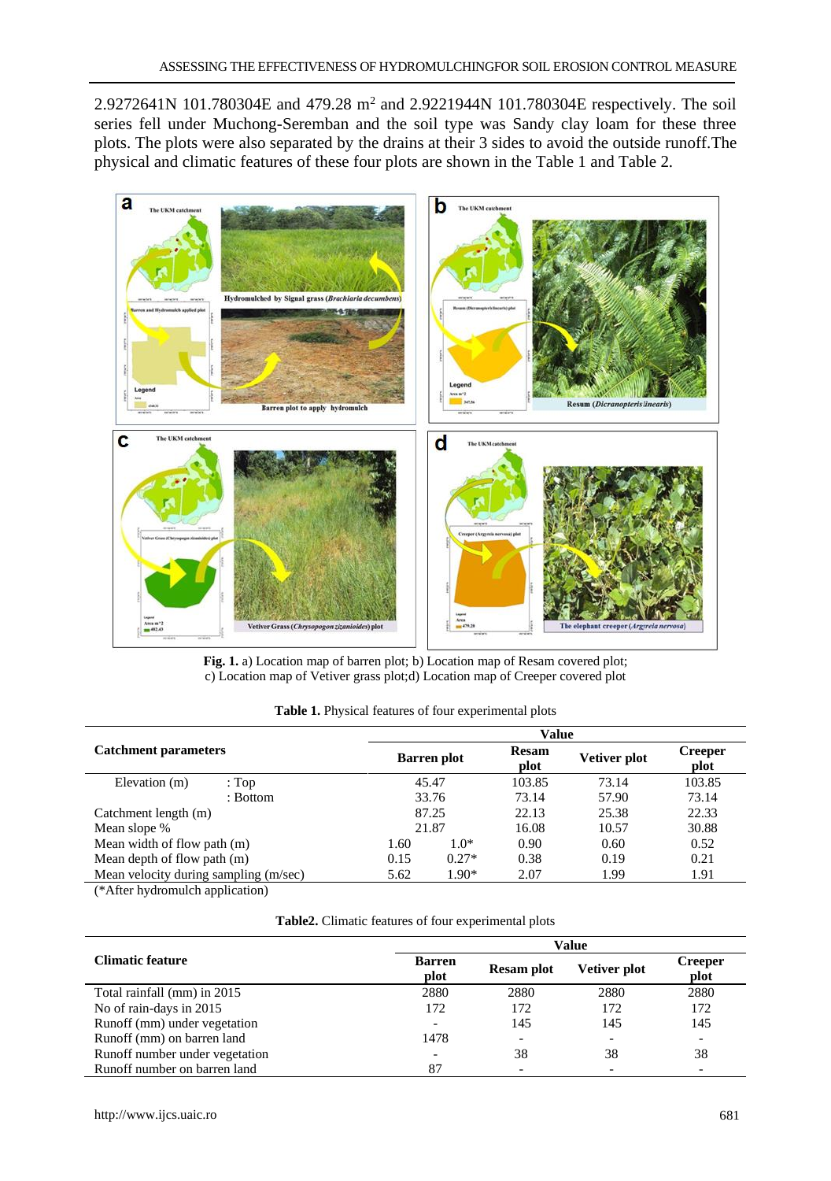2.9272641N 101.780304E and 479.28 m$^2$ and 2.9221944N 101.780304E respectively. The soil series fell under Muchong-Seremban and the soil type was Sandy clay loam for these three plots. The plots were also separated by the drains at their 3 sides to avoid the outside runoff.The physical and climatic features of these four plots are shown in the Table 1 and Table 2.

**Fig. 1.** a) Location map of barren plot; b) Location map of Resam covered plot; c) Location map of Vetiver grass plot;d) Location map of Creeper covered plot

**Table 1.** Physical features of four experimental plots

| Catchment parameters | | Value | | | | |
|---|---|---|---|---|---|---|
| | | Barren plot | | Resam plot | Vetiver plot | Creeper plot |
| Elevation (m) | : Top | 45.47 | | 103.85 | 73.14 | 103.85 |
| | : Bottom | 33.76 | | 73.14 | 57.90 | 73.14 |
| Catchment length (m) | | 87.25 | | 22.13 | 25.38 | 22.33 |
| Mean slope % | | 21.87 | | 16.08 | 10.57 | 30.88 |
| Mean width of flow path (m) | | 1.60 | 1.0* | 0.90 | 0.60 | 0.52 |
| Mean depth of flow path (m) | | 0.15 | 0.27* | 0.38 | 0.19 | 0.21 |
| Mean velocity during sampling (m/sec) | | 5.62 | 1.90* | 2.07 | 1.99 | 1.91 |

(*After hydromulch application)

**Table2.** Climatic features of four experimental plots

| Climatic feature | Value | | | |
|---|---|---|---|---|
| | Barren plot | Resam plot | Vetiver plot | Creeper plot |
| Total rainfall (mm) in 2015 | 2880 | 2880 | 2880 | 2880 |
| No of rain-days in 2015 | 172 | 172 | 172 | 172 |
| Runoff (mm) under vegetation | - | 145 | 145 | 145 |
| Runoff (mm) on barren land | 1478 | - | - | - |
| Runoff number under vegetation | - | 38 | 38 | 38 |
| Runoff number on barren land | 87 | - | - | - |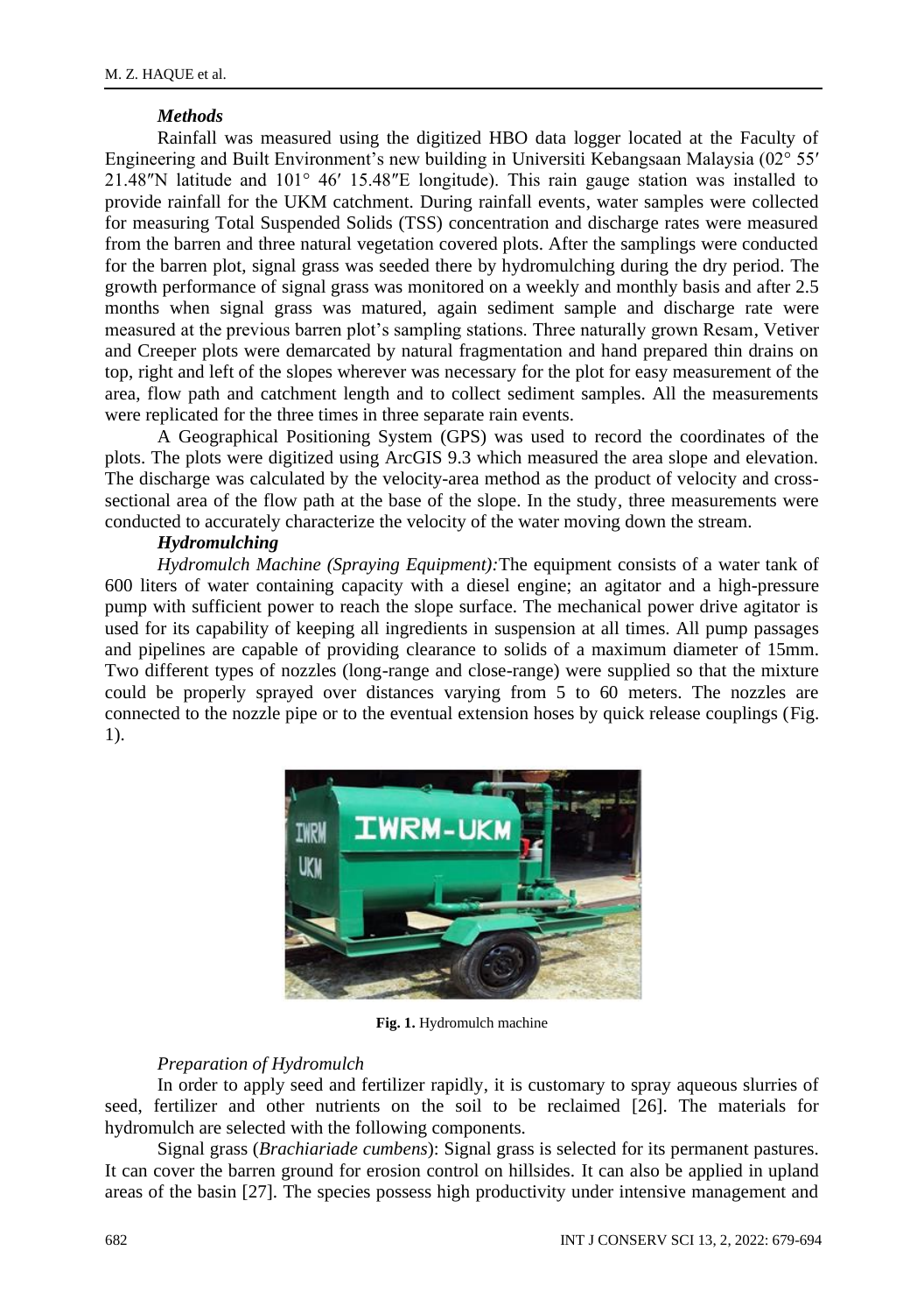### *Methods*

Rainfall was measured using the digitized HBO data logger located at the Faculty of Engineering and Built Environment's new building in Universiti Kebangsaan Malaysia (02° 55′ 21.48″N latitude and 101° 46′ 15.48″E longitude). This rain gauge station was installed to provide rainfall for the UKM catchment. During rainfall events, water samples were collected for measuring Total Suspended Solids (TSS) concentration and discharge rates were measured from the barren and three natural vegetation covered plots. After the samplings were conducted for the barren plot, signal grass was seeded there by hydromulching during the dry period. The growth performance of signal grass was monitored on a weekly and monthly basis and after 2.5 months when signal grass was matured, again sediment sample and discharge rate were measured at the previous barren plot's sampling stations. Three naturally grown Resam, Vetiver and Creeper plots were demarcated by natural fragmentation and hand prepared thin drains on top, right and left of the slopes wherever was necessary for the plot for easy measurement of the area, flow path and catchment length and to collect sediment samples. All the measurements were replicated for the three times in three separate rain events.

A Geographical Positioning System (GPS) was used to record the coordinates of the plots. The plots were digitized using ArcGIS 9.3 which measured the area slope and elevation. The discharge was calculated by the velocity-area method as the product of velocity and cross-sectional area of the flow path at the base of the slope. In the study, three measurements were conducted to accurately characterize the velocity of the water moving down the stream.

### *Hydromulching*

*Hydromulch Machine (Spraying Equipment):* The equipment consists of a water tank of 600 liters of water containing capacity with a diesel engine; an agitator and a high-pressure pump with sufficient power to reach the slope surface. The mechanical power drive agitator is used for its capability of keeping all ingredients in suspension at all times. All pump passages and pipelines are capable of providing clearance to solids of a maximum diameter of 15mm. Two different types of nozzles (long-range and close-range) were supplied so that the mixture could be properly sprayed over distances varying from 5 to 60 meters. The nozzles are connected to the nozzle pipe or to the eventual extension hoses by quick release couplings (Fig. 1).

**Fig. 1.** Hydromulch machine

*Preparation of Hydromulch*

In order to apply seed and fertilizer rapidly, it is customary to spray aqueous slurries of seed, fertilizer and other nutrients on the soil to be reclaimed [26]. The materials for hydromulch are selected with the following components.

Signal grass (*Brachiariade cumbens*): Signal grass is selected for its permanent pastures. It can cover the barren ground for erosion control on hillsides. It can also be applied in upland areas of the basin [27]. The species possess high productivity under intensive management and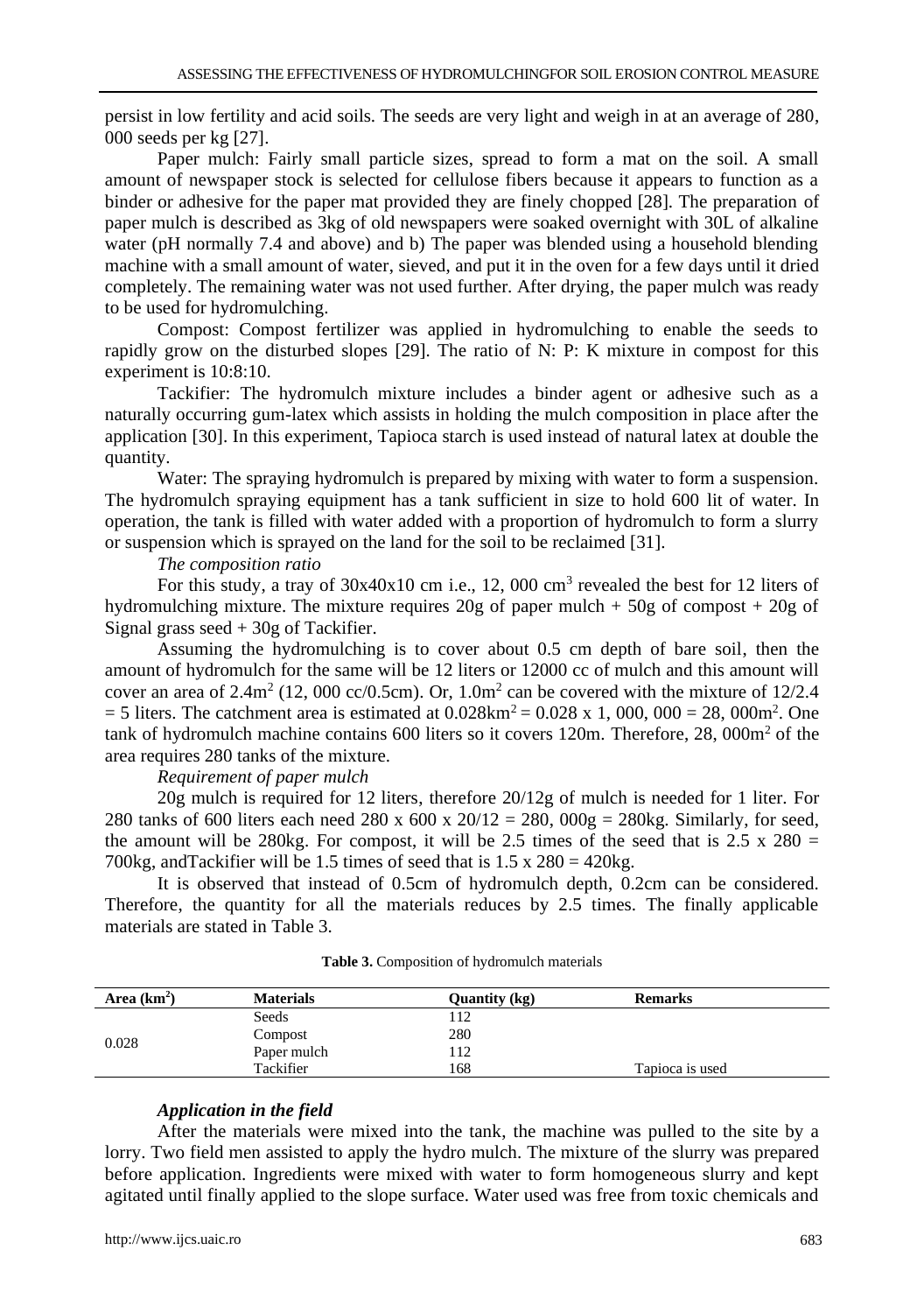persist in low fertility and acid soils. The seeds are very light and weigh in at an average of 280, 000 seeds per kg [27].

Paper mulch: Fairly small particle sizes, spread to form a mat on the soil. A small amount of newspaper stock is selected for cellulose fibers because it appears to function as a binder or adhesive for the paper mat provided they are finely chopped [28]. The preparation of paper mulch is described as 3kg of old newspapers were soaked overnight with 30L of alkaline water (pH normally 7.4 and above) and b) The paper was blended using a household blending machine with a small amount of water, sieved, and put it in the oven for a few days until it dried completely. The remaining water was not used further. After drying, the paper mulch was ready to be used for hydromulching.

Compost: Compost fertilizer was applied in hydromulching to enable the seeds to rapidly grow on the disturbed slopes [29]. The ratio of N: P: K mixture in compost for this experiment is 10:8:10.

Tackifier: The hydromulch mixture includes a binder agent or adhesive such as a naturally occurring gum-latex which assists in holding the mulch composition in place after the application [30]. In this experiment, Tapioca starch is used instead of natural latex at double the quantity.

Water: The spraying hydromulch is prepared by mixing with water to form a suspension. The hydromulch spraying equipment has a tank sufficient in size to hold 600 lit of water. In operation, the tank is filled with water added with a proportion of hydromulch to form a slurry or suspension which is sprayed on the land for the soil to be reclaimed [31].

*The composition ratio*

For this study, a tray of 30x40x10 cm i.e., 12, 000 $cm^3$ revealed the best for 12 liters of hydromulching mixture. The mixture requires 20g of paper mulch + 50g of compost + 20g of Signal grass seed + 30g of Tackifier.

Assuming the hydromulching is to cover about 0.5 cm depth of bare soil, then the amount of hydromulch for the same will be 12 liters or 12000 cc of mulch and this amount will cover an area of $2.4m^2$ (12, 000 cc/0.5cm). Or, $1.0m^2$ can be covered with the mixture of 12/2.4 = 5 liters. The catchment area is estimated at $0.028km^2$ = 0.028 x 1, 000, 000 = 28, $000m^2$. One tank of hydromulch machine contains 600 liters so it covers 120m. Therefore, 28, $000m^2$ of the area requires 280 tanks of the mixture.

*Requirement of paper mulch*

20g mulch is required for 12 liters, therefore 20/12g of mulch is needed for 1 liter. For 280 tanks of 600 liters each need 280 x 600 x 20/12 = 280, 000g = 280kg. Similarly, for seed, the amount will be 280kg. For compost, it will be 2.5 times of the seed that is 2.5 x 280 = 700kg, andTackifier will be 1.5 times of seed that is 1.5 x 280 = 420kg.

It is observed that instead of 0.5cm of hydromulch depth, 0.2cm can be considered. Therefore, the quantity for all the materials reduces by 2.5 times. The finally applicable materials are stated in Table 3.

**Table 3.** Composition of hydromulch materials

| Area ($km^2$) | Materials | Quantity (kg) | Remarks |
|---|---|---|---|
| 0.028 | Seeds | 112 | |
| | Compost | 280 | |
| | Paper mulch | 112 | |
| | Tackifier | 168 | Tapioca is used |

***Application in the field***

After the materials were mixed into the tank, the machine was pulled to the site by a lorry. Two field men assisted to apply the hydro mulch. The mixture of the slurry was prepared before application. Ingredients were mixed with water to form homogeneous slurry and kept agitated until finally applied to the slope surface. Water used was free from toxic chemicals and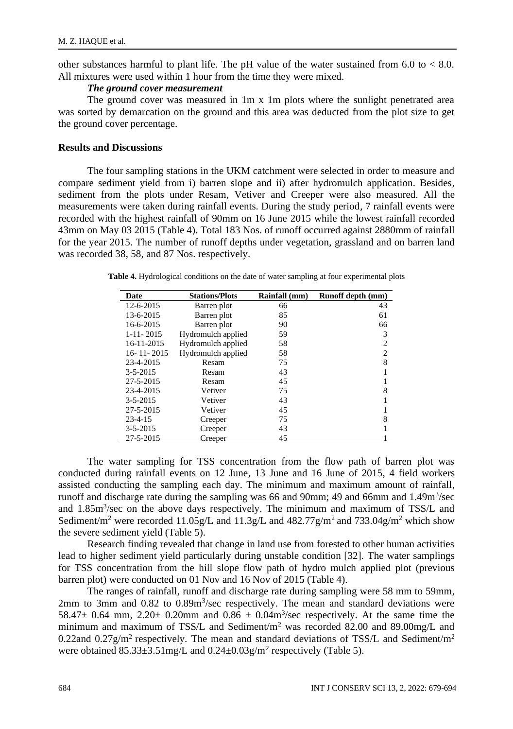other substances harmful to plant life. The pH value of the water sustained from 6.0 to < 8.0. All mixtures were used within 1 hour from the time they were mixed.

***The ground cover measurement***

The ground cover was measured in 1m x 1m plots where the sunlight penetrated area was sorted by demarcation on the ground and this area was deducted from the plot size to get the ground cover percentage.

## Results and Discussions

The four sampling stations in the UKM catchment were selected in order to measure and compare sediment yield from i) barren slope and ii) after hydromulch application. Besides, sediment from the plots under Resam, Vetiver and Creeper were also measured. All the measurements were taken during rainfall events. During the study period, 7 rainfall events were recorded with the highest rainfall of 90mm on 16 June 2015 while the lowest rainfall recorded 43mm on May 03 2015 (Table 4). Total 183 Nos. of runoff occurred against 2880mm of rainfall for the year 2015. The number of runoff depths under vegetation, grassland and on barren land was recorded 38, 58, and 87 Nos. respectively.

**Table 4.** Hydrological conditions on the date of water sampling at four experimental plots

| Date | Stations/Plots | Rainfall (mm) | Runoff depth (mm) |
|---|---|---|---|
| 12-6-2015 | Barren plot | 66 | 43 |
| 13-6-2015 | Barren plot | 85 | 61 |
| 16-6-2015 | Barren plot | 90 | 66 |
| 1-11- 2015 | Hydromulch applied | 59 | 3 |
| 16-11-2015 | Hydromulch applied | 58 | 2 |
| 16- 11- 2015 | Hydromulch applied | 58 | 2 |
| 23-4-2015 | Resam | 75 | 8 |
| 3-5-2015 | Resam | 43 | 1 |
| 27-5-2015 | Resam | 45 | 1 |
| 23-4-2015 | Vetiver | 75 | 8 |
| 3-5-2015 | Vetiver | 43 | 1 |
| 27-5-2015 | Vetiver | 45 | 1 |
| 23-4-15 | Creeper | 75 | 8 |
| 3-5-2015 | Creeper | 43 | 1 |
| 27-5-2015 | Creeper | 45 | 1 |

The water sampling for TSS concentration from the flow path of barren plot was conducted during rainfall events on 12 June, 13 June and 16 June of 2015, 4 field workers assisted conducting the sampling each day. The minimum and maximum amount of rainfall, runoff and discharge rate during the sampling was 66 and 90mm; 49 and 66mm and 1.49m$^3$/sec and 1.85m$^3$/sec on the above days respectively. The minimum and maximum of TSS/L and Sediment/m$^2$ were recorded 11.05g/L and 11.3g/L and 482.77g/m$^2$ and 733.04g/m$^2$ which show the severe sediment yield (Table 5).

Research finding revealed that change in land use from forested to other human activities lead to higher sediment yield particularly during unstable condition [32]. The water samplings for TSS concentration from the hill slope flow path of hydro mulch applied plot (previous barren plot) were conducted on 01 Nov and 16 Nov of 2015 (Table 4).

The ranges of rainfall, runoff and discharge rate during sampling were 58 mm to 59mm, 2mm to 3mm and 0.82 to 0.89m$^3$/sec respectively. The mean and standard deviations were 58.47$\pm$ 0.64 mm, 2.20$\pm$ 0.20mm and 0.86 $\pm$ 0.04m$^3$/sec respectively. At the same time the minimum and maximum of TSS/L and Sediment/m$^2$ was recorded 82.00 and 89.00mg/L and 0.22and 0.27g/m$^2$ respectively. The mean and standard deviations of TSS/L and Sediment/m$^2$ were obtained 85.33$\pm$3.51mg/L and 0.24$\pm$0.03g/m$^2$ respectively (Table 5).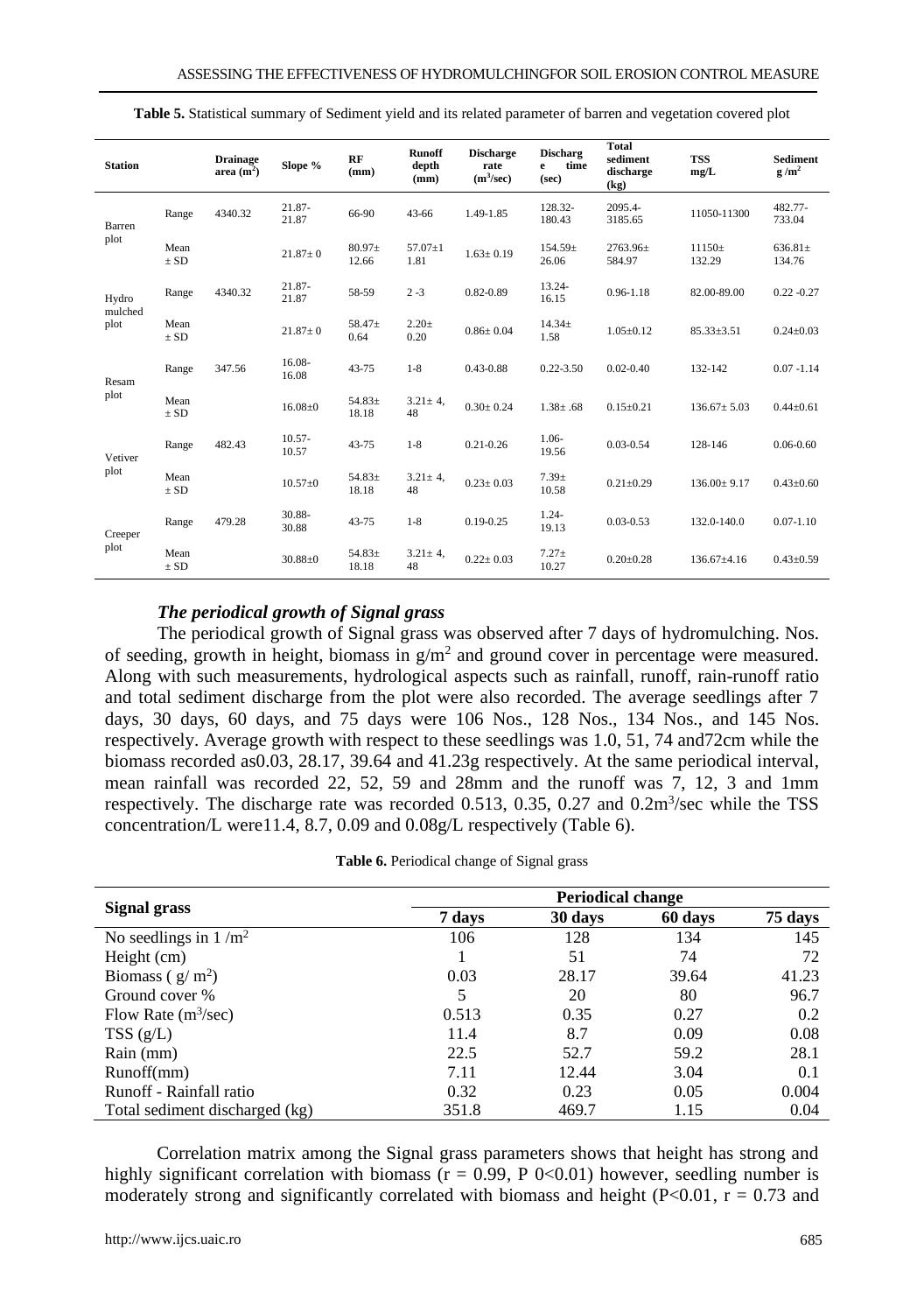**Table 5.** Statistical summary of Sediment yield and its related parameter of barren and vegetation covered plot

| Station | | Drainage area ($m^2$) | Slope % | RF (mm) | Runoff depth (mm) | Discharge rate ($m^3$/sec) | Discharge time (sec) | Total sediment discharge (kg) | TSS mg/L | Sediment g /$m^2$ |
|---|---|---|---|---|---|---|---|---|---|---|
| Barren plot | Range | 4340.32 | 21.87-21.87 | 66-90 | 43-66 | 1.49-1.85 | 128.32-180.43 | 2095.4-3185.65 | 11050-11300 | 482.77-733.04 |
| | Mean ± SD | | 21.87± 0 | 80.97± 12.66 | 57.07±1 1.81 | 1.63± 0.19 | 154.59± 26.06 | 2763.96± 584.97 | 11150± 132.29 | 636.81± 134.76 |
| Hydro mulched plot | Range | 4340.32 | 21.87-21.87 | 58-59 | 2 -3 | 0.82-0.89 | 13.24-16.15 | 0.96-1.18 | 82.00-89.00 | 0.22 -0.27 |
| | Mean ± SD | | 21.87± 0 | 58.47± 0.64 | 2.20± 0.20 | 0.86± 0.04 | 14.34± 1.58 | 1.05±0.12 | 85.33±3.51 | 0.24±0.03 |
| Resam plot | Range | 347.56 | 16.08-16.08 | 43-75 | 1-8 | 0.43-0.88 | 0.22-3.50 | 0.02-0.40 | 132-142 | 0.07 -1.14 |
| | Mean ± SD | | 16.08±0 | 54.83± 18.18 | 3.21± 4, 48 | 0.30± 0.24 | 1.38± .68 | 0.15±0.21 | 136.67± 5.03 | 0.44±0.61 |
| Vetiver plot | Range | 482.43 | 10.57-10.57 | 43-75 | 1-8 | 0.21-0.26 | 1.06-19.56 | 0.03-0.54 | 128-146 | 0.06-0.60 |
| | Mean ± SD | | 10.57±0 | 54.83± 18.18 | 3.21± 4, 48 | 0.23± 0.03 | 7.39± 10.58 | 0.21±0.29 | 136.00± 9.17 | 0.43±0.60 |
| Creeper plot | Range | 479.28 | 30.88-30.88 | 43-75 | 1-8 | 0.19-0.25 | 1.24-19.13 | 0.03-0.53 | 132.0-140.0 | 0.07-1.10 |
| | Mean ± SD | | 30.88±0 | 54.83± 18.18 | 3.21± 4, 48 | 0.22± 0.03 | 7.27± 10.27 | 0.20±0.28 | 136.67±4.16 | 0.43±0.59 |

### *The periodical growth of Signal grass*

The periodical growth of Signal grass was observed after 7 days of hydromulching. Nos. of seeding, growth in height, biomass in g/$m^2$ and ground cover in percentage were measured. Along with such measurements, hydrological aspects such as rainfall, runoff, rain-runoff ratio and total sediment discharge from the plot were also recorded. The average seedlings after 7 days, 30 days, 60 days, and 75 days were 106 Nos., 128 Nos., 134 Nos., and 145 Nos. respectively. Average growth with respect to these seedlings was 1.0, 51, 74 and72cm while the biomass recorded as0.03, 28.17, 39.64 and 41.23g respectively. At the same periodical interval, mean rainfall was recorded 22, 52, 59 and 28mm and the runoff was 7, 12, 3 and 1mm respectively. The discharge rate was recorded 0.513, 0.35, 0.27 and 0.2$m^3$/sec while the TSS concentration/L were11.4, 8.7, 0.09 and 0.08g/L respectively (Table 6).

**Table 6.** Periodical change of Signal grass

| Signal grass | Periodical change | | | |
|---|---|---|---|---|
| | 7 days | 30 days | 60 days | 75 days |
| No seedlings in 1 /$m^2$ | 106 | 128 | 134 | 145 |
| Height (cm) | 1 | 51 | 74 | 72 |
| Biomass ( g/ $m^2$) | 0.03 | 28.17 | 39.64 | 41.23 |
| Ground cover % | 5 | 20 | 80 | 96.7 |
| Flow Rate ($m^3$/sec) | 0.513 | 0.35 | 0.27 | 0.2 |
| TSS (g/L) | 11.4 | 8.7 | 0.09 | 0.08 |
| Rain (mm) | 22.5 | 52.7 | 59.2 | 28.1 |
| Runoff(mm) | 7.11 | 12.44 | 3.04 | 0.1 |
| Runoff - Rainfall ratio | 0.32 | 0.23 | 0.05 | 0.004 |
| Total sediment discharged (kg) | 351.8 | 469.7 | 1.15 | 0.04 |

Correlation matrix among the Signal grass parameters shows that height has strong and highly significant correlation with biomass ($r = 0.99$, P 0<0.01) however, seedling number is moderately strong and significantly correlated with biomass and height ($P<0.01$, $r = 0.73$ and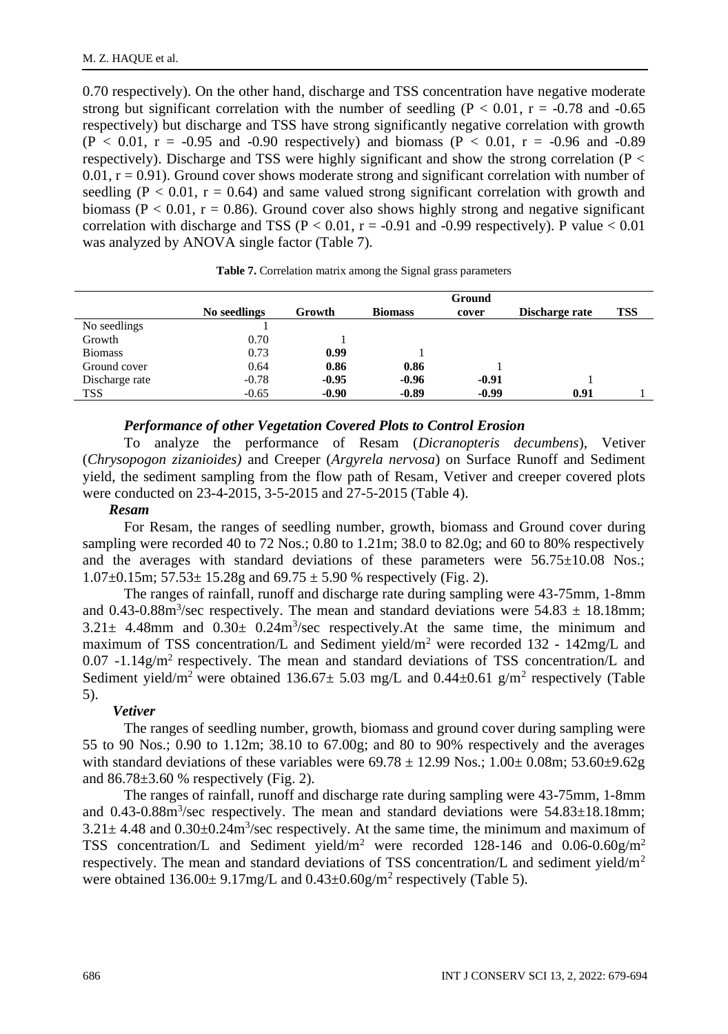0.70 respectively). On the other hand, discharge and TSS concentration have negative moderate strong but significant correlation with the number of seedling ($P < 0.01$, $r = -0.78$ and $-0.65$ respectively) but discharge and TSS have strong significantly negative correlation with growth ($P < 0.01$, $r = -0.95$ and $-0.90$ respectively) and biomass ($P < 0.01$, $r = -0.96$ and $-0.89$ respectively). Discharge and TSS were highly significant and show the strong correlation ($P < 0.01$, $r = 0.91$). Ground cover shows moderate strong and significant correlation with number of seedling ($P < 0.01$, $r = 0.64$) and same valued strong significant correlation with growth and biomass ($P < 0.01$, $r = 0.86$). Ground cover also shows highly strong and negative significant correlation with discharge and TSS ($P < 0.01$, $r = -0.91$ and $-0.99$ respectively). P value $< 0.01$ was analyzed by ANOVA single factor (Table 7).

**Table 7.** Correlation matrix among the Signal grass parameters

| | No seedlings | Growth | Biomass | Ground cover | Discharge rate | TSS |
|---|---|---|---|---|---|---|
| No seedlings | 1 | | | | | |
| Growth | 0.70 | 1 | | | | |
| Biomass | 0.73 | **0.99** | 1 | | | |
| Ground cover | 0.64 | **0.86** | **0.86** | 1 | | |
| Discharge rate | -0.78 | **-0.95** | **-0.96** | **-0.91** | 1 | |
| TSS | -0.65 | **-0.90** | **-0.89** | **-0.99** | **0.91** | 1 |

### *Performance of other Vegetation Covered Plots to Control Erosion*

To analyze the performance of Resam (*Dicranopteris decumbens*), Vetiver (*Chrysopogon zizanioides)* and Creeper (*Argyrela nervosa*) on Surface Runoff and Sediment yield, the sediment sampling from the flow path of Resam, Vetiver and creeper covered plots were conducted on 23-4-2015, 3-5-2015 and 27-5-2015 (Table 4).

#### *Resam*

For Resam, the ranges of seedling number, growth, biomass and Ground cover during sampling were recorded 40 to 72 Nos.; 0.80 to 1.21m; 38.0 to 82.0g; and 60 to 80% respectively and the averages with standard deviations of these parameters were 56.75±10.08 Nos.; 1.07±0.15m; 57.53± 15.28g and 69.75 ± 5.90 % respectively (Fig. 2).

The ranges of rainfall, runoff and discharge rate during sampling were 43-75mm, 1-8mm and 0.43-0.88$m^3$/sec respectively. The mean and standard deviations were 54.83 ± 18.18mm; 3.21± 4.48mm and 0.30± 0.24$m^3$/sec respectively.At the same time, the minimum and maximum of TSS concentration/L and Sediment yield/$m^2$ were recorded 132 - 142mg/L and 0.07 -1.14g/$m^2$ respectively. The mean and standard deviations of TSS concentration/L and Sediment yield/$m^2$ were obtained 136.67± 5.03 mg/L and 0.44±0.61 g/$m^2$ respectively (Table 5).

#### *Vetiver*

The ranges of seedling number, growth, biomass and ground cover during sampling were 55 to 90 Nos.; 0.90 to 1.12m; 38.10 to 67.00g; and 80 to 90% respectively and the averages with standard deviations of these variables were 69.78 ± 12.99 Nos.; 1.00± 0.08m; 53.60±9.62g and 86.78±3.60 % respectively (Fig. 2).

The ranges of rainfall, runoff and discharge rate during sampling were 43-75mm, 1-8mm and 0.43-0.88$m^3$/sec respectively. The mean and standard deviations were 54.83±18.18mm; 3.21± 4.48 and 0.30±0.24$m^3$/sec respectively. At the same time, the minimum and maximum of TSS concentration/L and Sediment yield/$m^2$ were recorded 128-146 and 0.06-0.60g/$m^2$ respectively. The mean and standard deviations of TSS concentration/L and sediment yield/$m^2$ were obtained 136.00± 9.17mg/L and 0.43±0.60g/$m^2$ respectively (Table 5).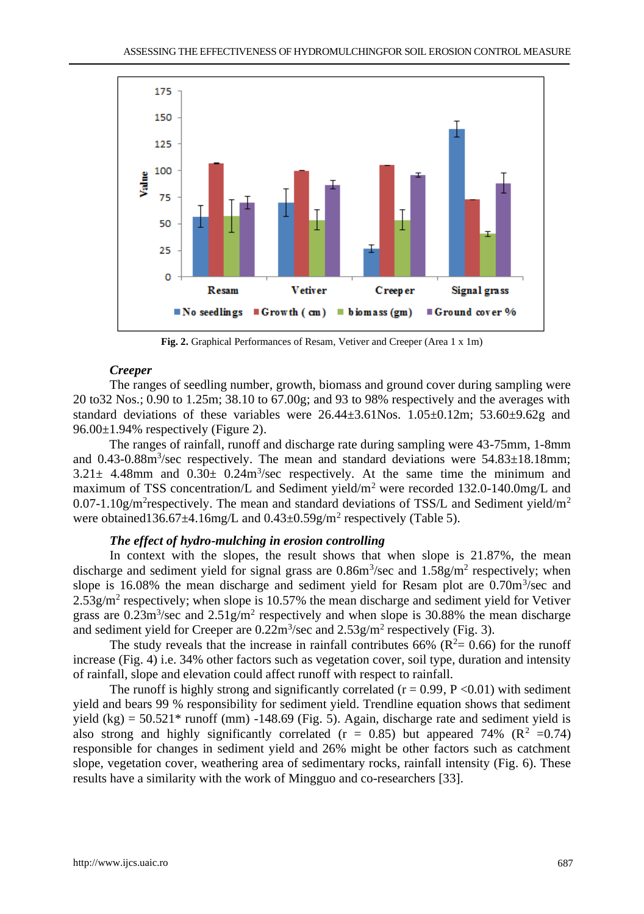**Fig. 2.** Graphical Performances of Resam, Vetiver and Creeper (Area 1 x 1m)

***Creeper***

The ranges of seedling number, growth, biomass and ground cover during sampling were 20 to32 Nos.; 0.90 to 1.25m; 38.10 to 67.00g; and 93 to 98% respectively and the averages with standard deviations of these variables were 26.44±3.61Nos. 1.05±0.12m; 53.60±9.62g and 96.00±1.94% respectively (Figure 2).

The ranges of rainfall, runoff and discharge rate during sampling were 43-75mm, 1-8mm and 0.43-0.88$m^3$/sec respectively. The mean and standard deviations were 54.83±18.18mm; 3.21± 4.48mm and 0.30± 0.24$m^3$/sec respectively. At the same time the minimum and maximum of TSS concentration/L and Sediment yield/$m^2$ were recorded 132.0-140.0mg/L and 0.07-1.10g/$m^2$respectively. The mean and standard deviations of TSS/L and Sediment yield/$m^2$ were obtained136.67±4.16mg/L and 0.43±0.59g/$m^2$ respectively (Table 5).

***The effect of hydro-mulching in erosion controlling***

In context with the slopes, the result shows that when slope is 21.87%, the mean discharge and sediment yield for signal grass are 0.86$m^3$/sec and 1.58g/$m^2$ respectively; when slope is 16.08% the mean discharge and sediment yield for Resam plot are 0.70$m^3$/sec and 2.53g/$m^2$ respectively; when slope is 10.57% the mean discharge and sediment yield for Vetiver grass are 0.23$m^3$/sec and 2.51g/$m^2$ respectively and when slope is 30.88% the mean discharge and sediment yield for Creeper are 0.22$m^3$/sec and 2.53g/$m^2$ respectively (Fig. 3).

The study reveals that the increase in rainfall contributes 66% ($R^2$= 0.66) for the runoff increase (Fig. 4) i.e. 34% other factors such as vegetation cover, soil type, duration and intensity of rainfall, slope and elevation could affect runoff with respect to rainfall.

The runoff is highly strong and significantly correlated (r = 0.99, P <0.01) with sediment yield and bears 99 % responsibility for sediment yield. Trendline equation shows that sediment yield (kg) = 50.521* runoff (mm) -148.69 (Fig. 5). Again, discharge rate and sediment yield is also strong and highly significantly correlated (r = 0.85) but appeared 74% ($R^2$ =0.74) responsible for changes in sediment yield and 26% might be other factors such as catchment slope, vegetation cover, weathering area of sedimentary rocks, rainfall intensity (Fig. 6). These results have a similarity with the work of Mingguo and co-researchers [33].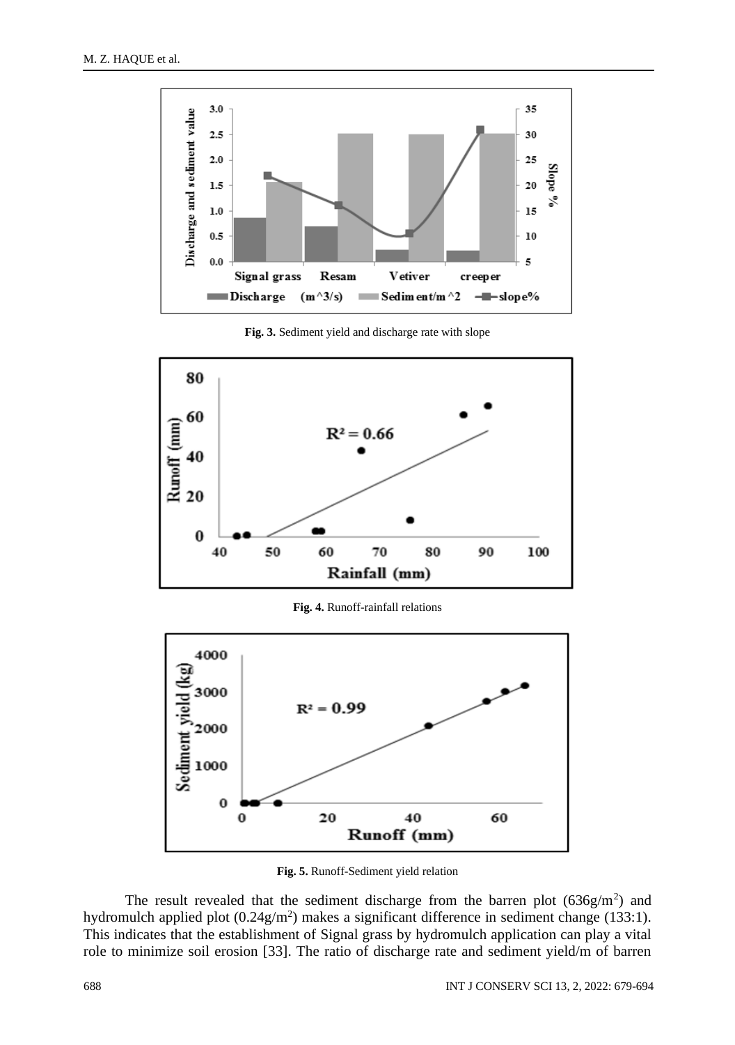**Fig. 3.** Sediment yield and discharge rate with slope

**Fig. 4.** Runoff-rainfall relations

**Fig. 5.** Runoff-Sediment yield relation

The result revealed that the sediment discharge from the barren plot ($636g/m^2$) and hydromulch applied plot ($0.24g/m^2$) makes a significant difference in sediment change (133:1). This indicates that the establishment of Signal grass by hydromulch application can play a vital role to minimize soil erosion [33]. The ratio of discharge rate and sediment yield/m of barren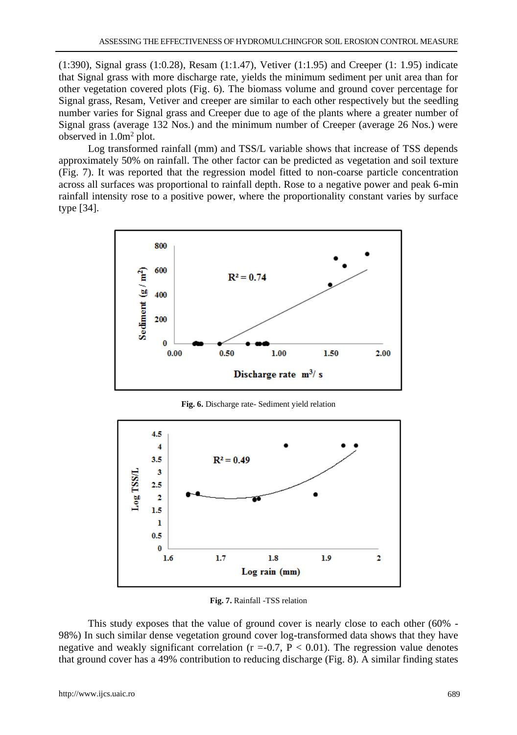(1:390), Signal grass (1:0.28), Resam (1:1.47), Vetiver (1:1.95) and Creeper (1: 1.95) indicate that Signal grass with more discharge rate, yields the minimum sediment per unit area than for other vegetation covered plots (Fig. 6). The biomass volume and ground cover percentage for Signal grass, Resam, Vetiver and creeper are similar to each other respectively but the seedling number varies for Signal grass and Creeper due to age of the plants where a greater number of Signal grass (average 132 Nos.) and the minimum number of Creeper (average 26 Nos.) were observed in 1.0m$^2$ plot.

Log transformed rainfall (mm) and TSS/L variable shows that increase of TSS depends approximately 50% on rainfall. The other factor can be predicted as vegetation and soil texture (Fig. 7). It was reported that the regression model fitted to non-coarse particle concentration across all surfaces was proportional to rainfall depth. Rose to a negative power and peak 6-min rainfall intensity rose to a positive power, where the proportionality constant varies by surface type [34].

**Fig. 6.** Discharge rate- Sediment yield relation

**Fig. 7.** Rainfall -TSS relation

This study exposes that the value of ground cover is nearly close to each other (60% - 98%) In such similar dense vegetation ground cover log-transformed data shows that they have negative and weakly significant correlation ($r = -0.7$, $P < 0.01$). The regression value denotes that ground cover has a 49% contribution to reducing discharge (Fig. 8). A similar finding states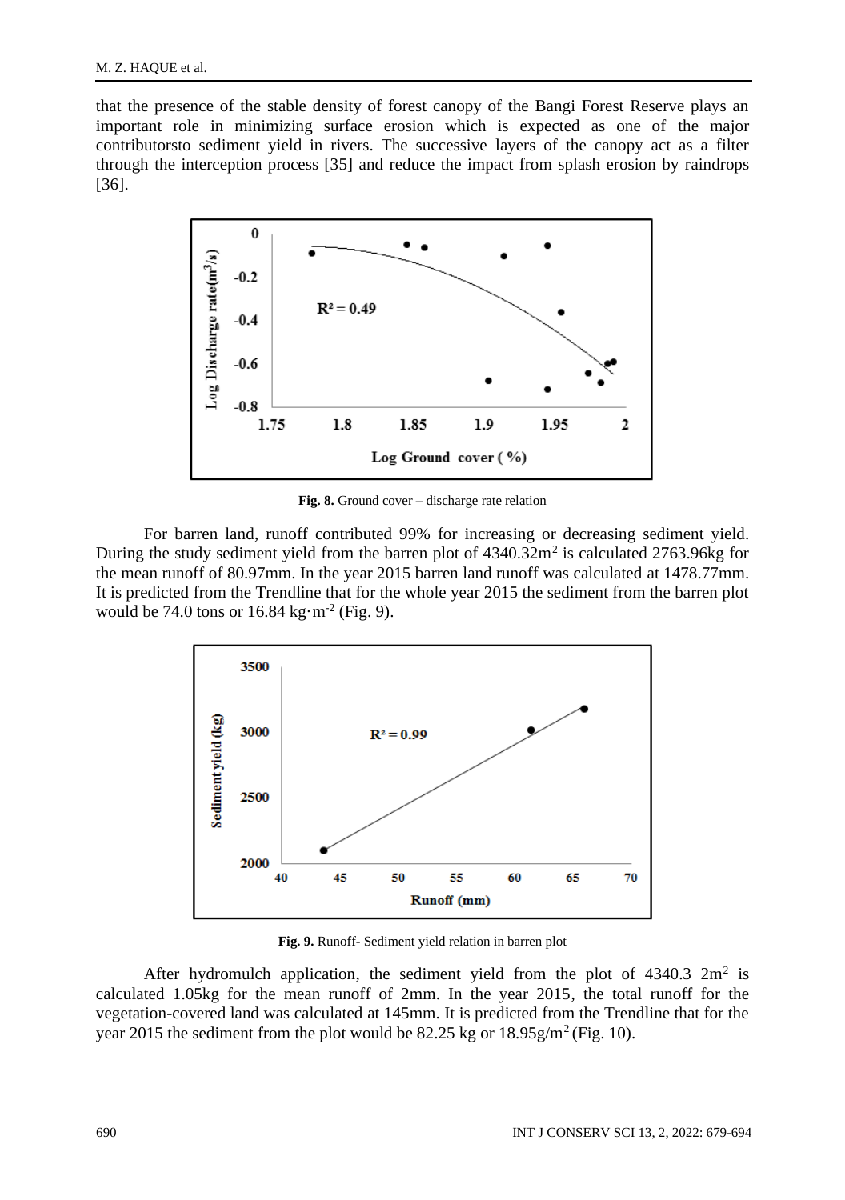that the presence of the stable density of forest canopy of the Bangi Forest Reserve plays an important role in minimizing surface erosion which is expected as one of the major contributorsto sediment yield in rivers. The successive layers of the canopy act as a filter through the interception process [35] and reduce the impact from splash erosion by raindrops [36].

**Fig. 8.** Ground cover – discharge rate relation

For barren land, runoff contributed 99% for increasing or decreasing sediment yield. During the study sediment yield from the barren plot of 4340.32m$^2$ is calculated 2763.96kg for the mean runoff of 80.97mm. In the year 2015 barren land runoff was calculated at 1478.77mm. It is predicted from the Trendline that for the whole year 2015 the sediment from the barren plot would be 74.0 tons or 16.84 kg·m$^{-2}$ (Fig. 9).

**Fig. 9.** Runoff- Sediment yield relation in barren plot

After hydromulch application, the sediment yield from the plot of 4340.3 2m$^2$ is calculated 1.05kg for the mean runoff of 2mm. In the year 2015, the total runoff for the vegetation-covered land was calculated at 145mm. It is predicted from the Trendline that for the year 2015 the sediment from the plot would be 82.25 kg or 18.95g/m$^2$ (Fig. 10).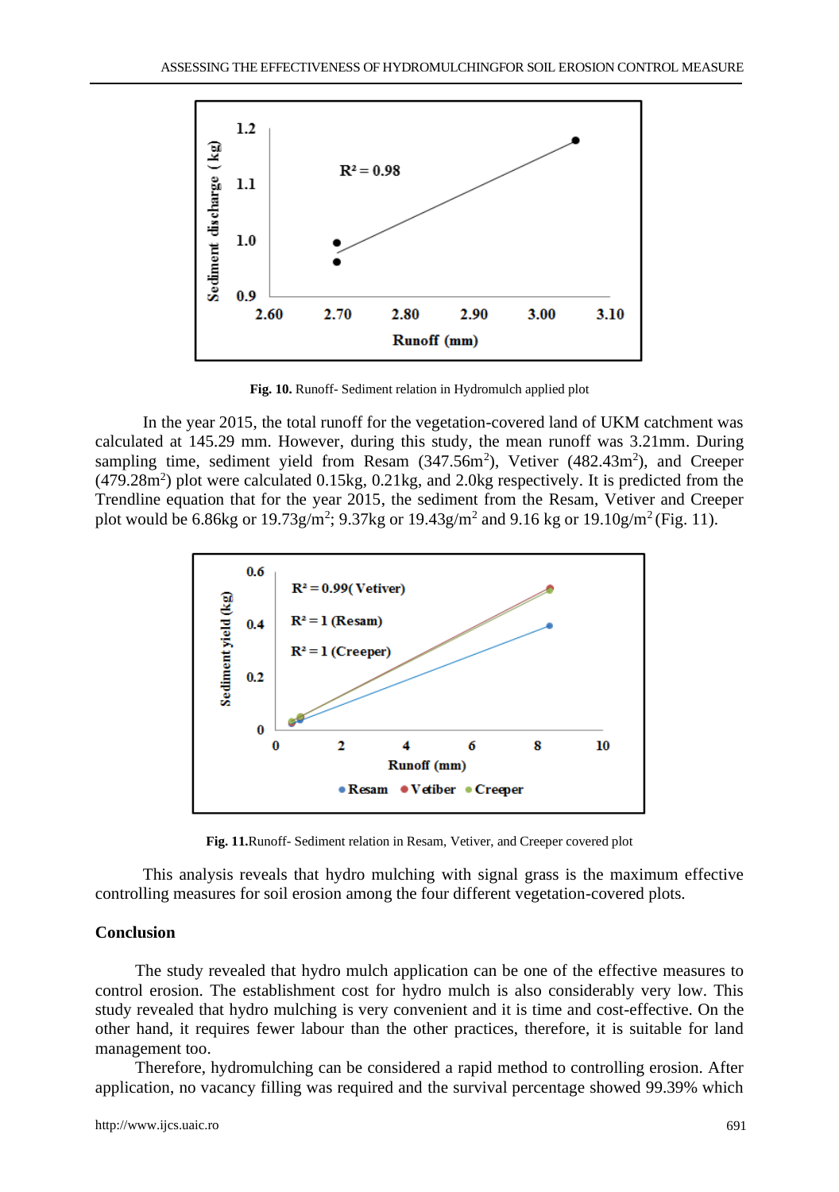**Fig. 10.** Runoff- Sediment relation in Hydromulch applied plot

In the year 2015, the total runoff for the vegetation-covered land of UKM catchment was calculated at 145.29 mm. However, during this study, the mean runoff was 3.21mm. During sampling time, sediment yield from Resam (347.56m$^2$), Vetiver (482.43m$^2$), and Creeper (479.28m$^2$) plot were calculated 0.15kg, 0.21kg, and 2.0kg respectively. It is predicted from the Trendline equation that for the year 2015, the sediment from the Resam, Vetiver and Creeper plot would be 6.86kg or 19.73g/m$^2$; 9.37kg or 19.43g/m$^2$ and 9.16 kg or 19.10g/m$^2$ (Fig. 11).

**Fig. 11.**Runoff- Sediment relation in Resam, Vetiver, and Creeper covered plot

This analysis reveals that hydro mulching with signal grass is the maximum effective controlling measures for soil erosion among the four different vegetation-covered plots.

## Conclusion

The study revealed that hydro mulch application can be one of the effective measures to control erosion. The establishment cost for hydro mulch is also considerably very low. This study revealed that hydro mulching is very convenient and it is time and cost-effective. On the other hand, it requires fewer labour than the other practices, therefore, it is suitable for land management too.

Therefore, hydromulching can be considered a rapid method to controlling erosion. After application, no vacancy filling was required and the survival percentage showed 99.39% which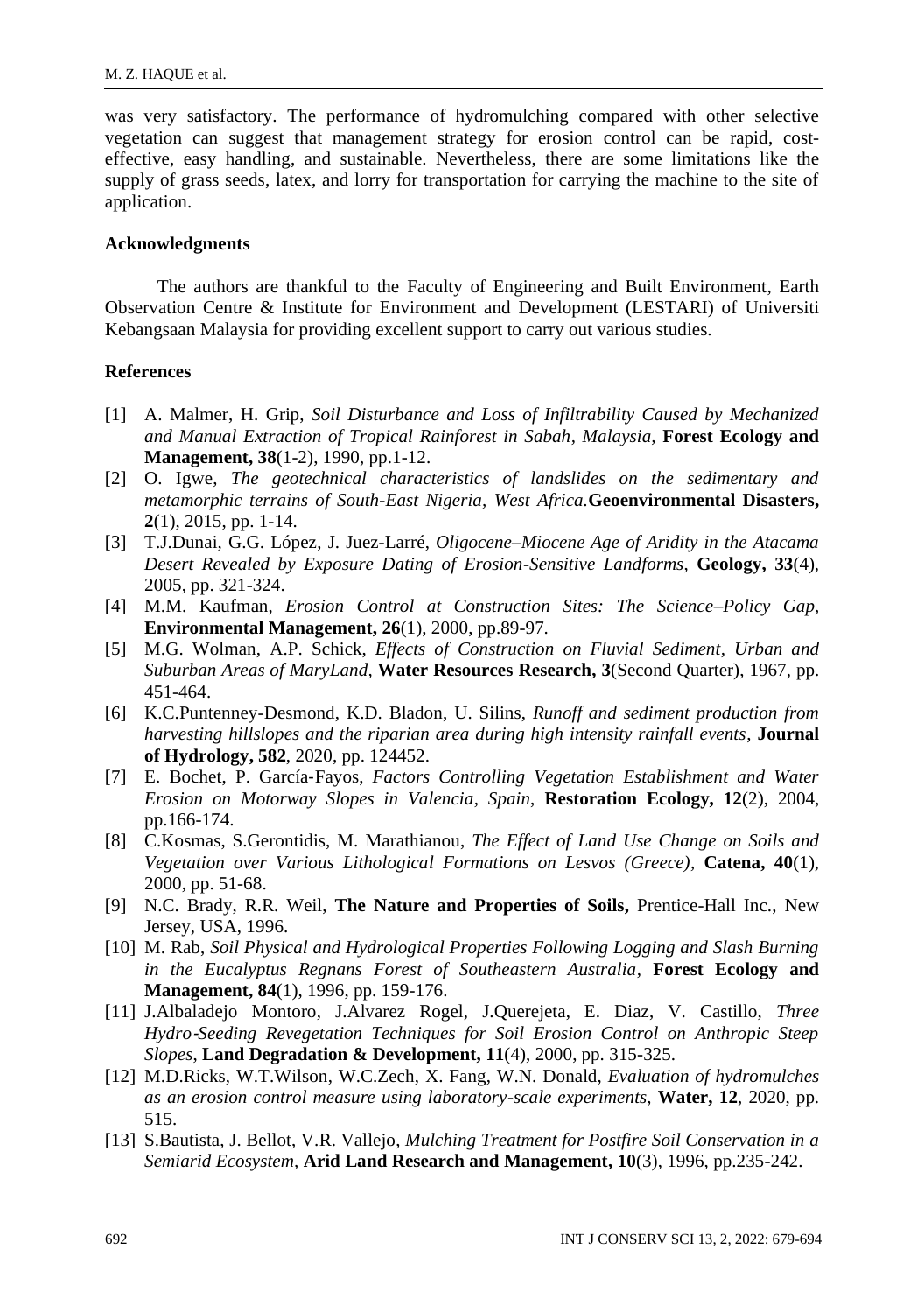was very satisfactory. The performance of hydromulching compared with other selective vegetation can suggest that management strategy for erosion control can be rapid, cost-effective, easy handling, and sustainable. Nevertheless, there are some limitations like the supply of grass seeds, latex, and lorry for transportation for carrying the machine to the site of application.

## Acknowledgments

The authors are thankful to the Faculty of Engineering and Built Environment, Earth Observation Centre & Institute for Environment and Development (LESTARI) of Universiti Kebangsaan Malaysia for providing excellent support to carry out various studies.

## References

[1] A. Malmer, H. Grip, *Soil Disturbance and Loss of Infiltrability Caused by Mechanized and Manual Extraction of Tropical Rainforest in Sabah, Malaysia*, **Forest Ecology and Management, 38**(1-2), 1990, pp.1-12.

[2] O. Igwe, *The geotechnical characteristics of landslides on the sedimentary and metamorphic terrains of South-East Nigeria, West Africa.***Geoenvironmental Disasters, 2**(1), 2015, pp. 1-14.

[3] T.J.Dunai, G.G. López, J. Juez-Larré, *Oligocene–Miocene Age of Aridity in the Atacama Desert Revealed by Exposure Dating of Erosion-Sensitive Landforms*, **Geology, 33**(4), 2005, pp. 321-324.

[4] M.M. Kaufman, *Erosion Control at Construction Sites: The Science–Policy Gap*, **Environmental Management, 26**(1), 2000, pp.89-97.

[5] M.G. Wolman, A.P. Schick, *Effects of Construction on Fluvial Sediment, Urban and Suburban Areas of MaryLand*, **Water Resources Research, 3**(Second Quarter), 1967, pp. 451-464.

[6] K.C.Puntenney-Desmond, K.D. Bladon, U. Silins, *Runoff and sediment production from harvesting hillslopes and the riparian area during high intensity rainfall events*, **Journal of Hydrology, 582**, 2020, pp. 124452.

[7] E. Bochet, P. García-Fayos, *Factors Controlling Vegetation Establishment and Water Erosion on Motorway Slopes in Valencia, Spain*, **Restoration Ecology, 12**(2), 2004, pp.166-174.

[8] C.Kosmas, S.Gerontidis, M. Marathianou, *The Effect of Land Use Change on Soils and Vegetation over Various Lithological Formations on Lesvos (Greece)*, **Catena, 40**(1), 2000, pp. 51-68.

[9] N.C. Brady, R.R. Weil, **The Nature and Properties of Soils,** Prentice-Hall Inc., New Jersey, USA, 1996.

[10] M. Rab, *Soil Physical and Hydrological Properties Following Logging and Slash Burning in the Eucalyptus Regnans Forest of Southeastern Australia*, **Forest Ecology and Management, 84**(1), 1996, pp. 159-176.

[11] J.Albaladejo Montoro, J.Alvarez Rogel, J.Querejeta, E. Diaz, V. Castillo, *Three Hydro‐Seeding Revegetation Techniques for Soil Erosion Control on Anthropic Steep Slopes*, **Land Degradation & Development, 11**(4), 2000, pp. 315-325.

[12] M.D.Ricks, W.T.Wilson, W.C.Zech, X. Fang, W.N. Donald, *Evaluation of hydromulches as an erosion control measure using laboratory-scale experiments*, **Water, 12**, 2020, pp. 515.

[13] S.Bautista, J. Bellot, V.R. Vallejo, *Mulching Treatment for Postfire Soil Conservation in a Semiarid Ecosystem*, **Arid Land Research and Management, 10**(3), 1996, pp.235-242.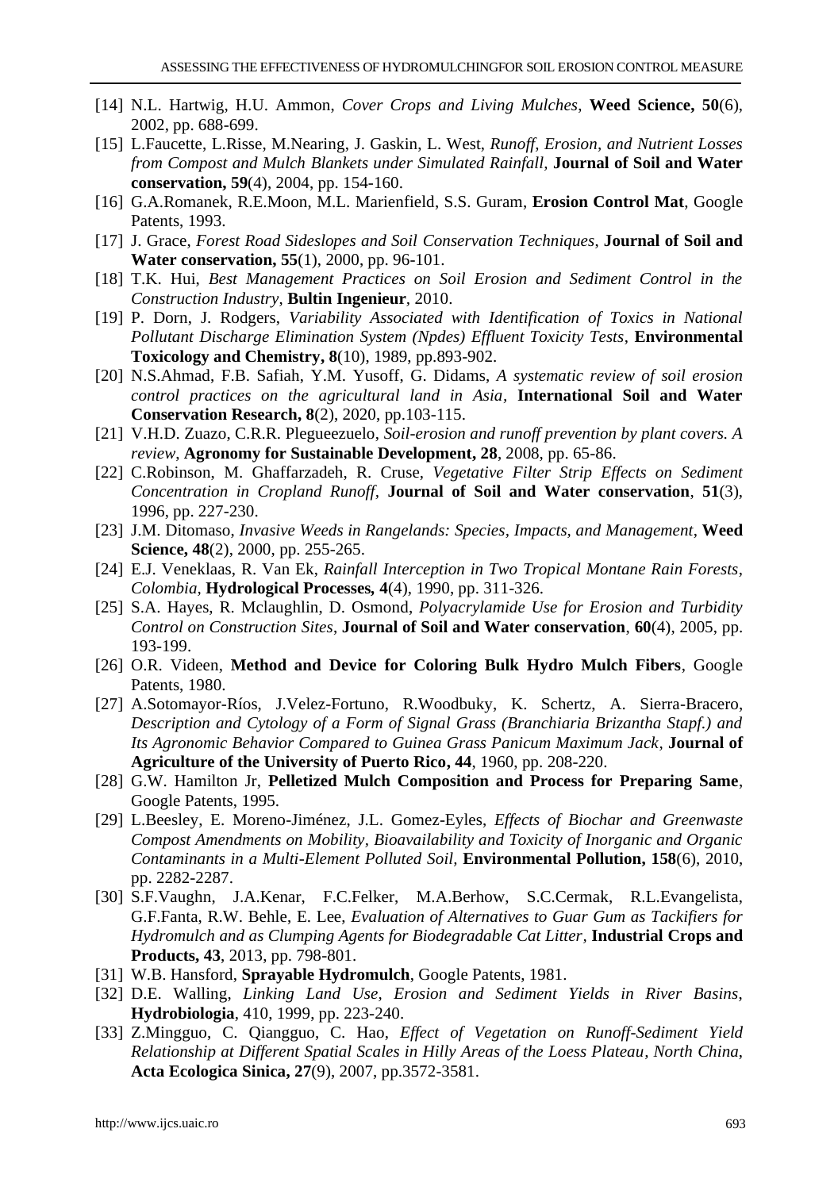[14] N.L. Hartwig, H.U. Ammon, *Cover Crops and Living Mulches*, **Weed Science, 50**(6), 2002, pp. 688-699.

[15] L.Faucette, L.Risse, M.Nearing, J. Gaskin, L. West, *Runoff, Erosion, and Nutrient Losses from Compost and Mulch Blankets under Simulated Rainfall*, **Journal of Soil and Water conservation, 59**(4), 2004, pp. 154-160.

[16] G.A.Romanek, R.E.Moon, M.L. Marienfield, S.S. Guram, **Erosion Control Mat**, Google Patents, 1993.

[17] J. Grace, *Forest Road Sideslopes and Soil Conservation Techniques*, **Journal of Soil and Water conservation, 55**(1), 2000, pp. 96-101.

[18] T.K. Hui, *Best Management Practices on Soil Erosion and Sediment Control in the Construction Industry*, **Bultin Ingenieur**, 2010.

[19] P. Dorn, J. Rodgers, *Variability Associated with Identification of Toxics in National Pollutant Discharge Elimination System (Npdes) Effluent Toxicity Tests*, **Environmental Toxicology and Chemistry, 8**(10), 1989, pp.893-902.

[20] N.S.Ahmad, F.B. Safiah, Y.M. Yusoff, G. Didams, *A systematic review of soil erosion control practices on the agricultural land in Asia*, **International Soil and Water Conservation Research, 8**(2), 2020, pp.103-115.

[21] V.H.D. Zuazo, C.R.R. Plegueezuelo, *Soil-erosion and runoff prevention by plant covers. A review*, **Agronomy for Sustainable Development, 28**, 2008, pp. 65-86.

[22] C.Robinson, M. Ghaffarzadeh, R. Cruse, *Vegetative Filter Strip Effects on Sediment Concentration in Cropland Runoff*, **Journal of Soil and Water conservation**, **51**(3), 1996, pp. 227-230.

[23] J.M. Ditomaso, *Invasive Weeds in Rangelands: Species, Impacts, and Management*, **Weed Science, 48**(2), 2000, pp. 255-265.

[24] E.J. Veneklaas, R. Van Ek, *Rainfall Interception in Two Tropical Montane Rain Forests, Colombia*, **Hydrological Processes, 4**(4), 1990, pp. 311-326.

[25] S.A. Hayes, R. Mclaughlin, D. Osmond, *Polyacrylamide Use for Erosion and Turbidity Control on Construction Sites*, **Journal of Soil and Water conservation**, **60**(4), 2005, pp. 193-199.

[26] O.R. Videen, **Method and Device for Coloring Bulk Hydro Mulch Fibers**, Google Patents, 1980.

[27] A.Sotomayor-Ríos, J.Velez-Fortuno, R.Woodbuky, K. Schertz, A. Sierra-Bracero, *Description and Cytology of a Form of Signal Grass (Branchiaria Brizantha Stapf.) and Its Agronomic Behavior Compared to Guinea Grass Panicum Maximum Jack*, **Journal of Agriculture of the University of Puerto Rico, 44**, 1960, pp. 208-220.

[28] G.W. Hamilton Jr, **Pelletized Mulch Composition and Process for Preparing Same**, Google Patents, 1995.

[29] L.Beesley, E. Moreno-Jiménez, J.L. Gomez-Eyles, *Effects of Biochar and Greenwaste Compost Amendments on Mobility, Bioavailability and Toxicity of Inorganic and Organic Contaminants in a Multi-Element Polluted Soil*, **Environmental Pollution, 158**(6), 2010, pp. 2282-2287.

[30] S.F.Vaughn, J.A.Kenar, F.C.Felker, M.A.Berhow, S.C.Cermak, R.L.Evangelista, G.F.Fanta, R.W. Behle, E. Lee, *Evaluation of Alternatives to Guar Gum as Tackifiers for Hydromulch and as Clumping Agents for Biodegradable Cat Litter*, **Industrial Crops and Products, 43**, 2013, pp. 798-801.

[31] W.B. Hansford, **Sprayable Hydromulch**, Google Patents, 1981.

[32] D.E. Walling, *Linking Land Use, Erosion and Sediment Yields in River Basins*, **Hydrobiologia**, 410, 1999, pp. 223-240.

[33] Z.Mingguo, C. Qiangguo, C. Hao, *Effect of Vegetation on Runoff-Sediment Yield Relationship at Different Spatial Scales in Hilly Areas of the Loess Plateau, North China*, **Acta Ecologica Sinica, 27**(9), 2007, pp.3572-3581.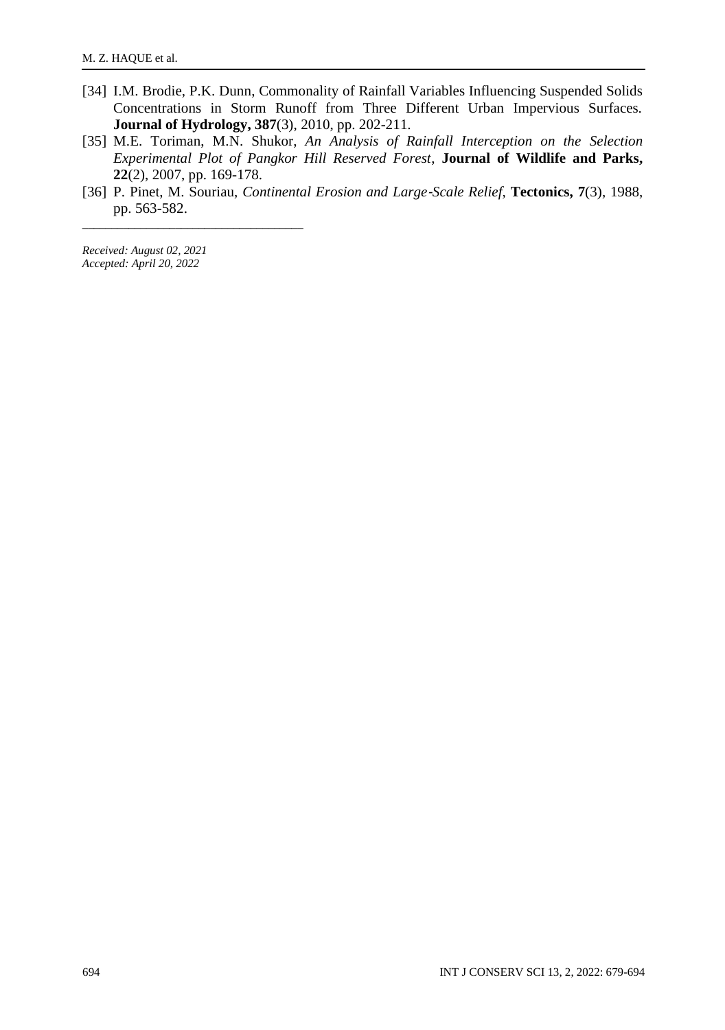[34] I.M. Brodie, P.K. Dunn, Commonality of Rainfall Variables Influencing Suspended Solids Concentrations in Storm Runoff from Three Different Urban Impervious Surfaces. **Journal of Hydrology, 387**(3), 2010, pp. 202-211.

[35] M.E. Toriman, M.N. Shukor, *An Analysis of Rainfall Interception on the Selection Experimental Plot of Pangkor Hill Reserved Forest*, **Journal of Wildlife and Parks, 22**(2), 2007, pp. 169-178.

[36] P. Pinet, M. Souriau, *Continental Erosion and Large-Scale Relief*, **Tectonics, 7**(3), 1988, pp. 563-582.

---

*Received: August 02, 2021*
*Accepted: April 20, 2022*